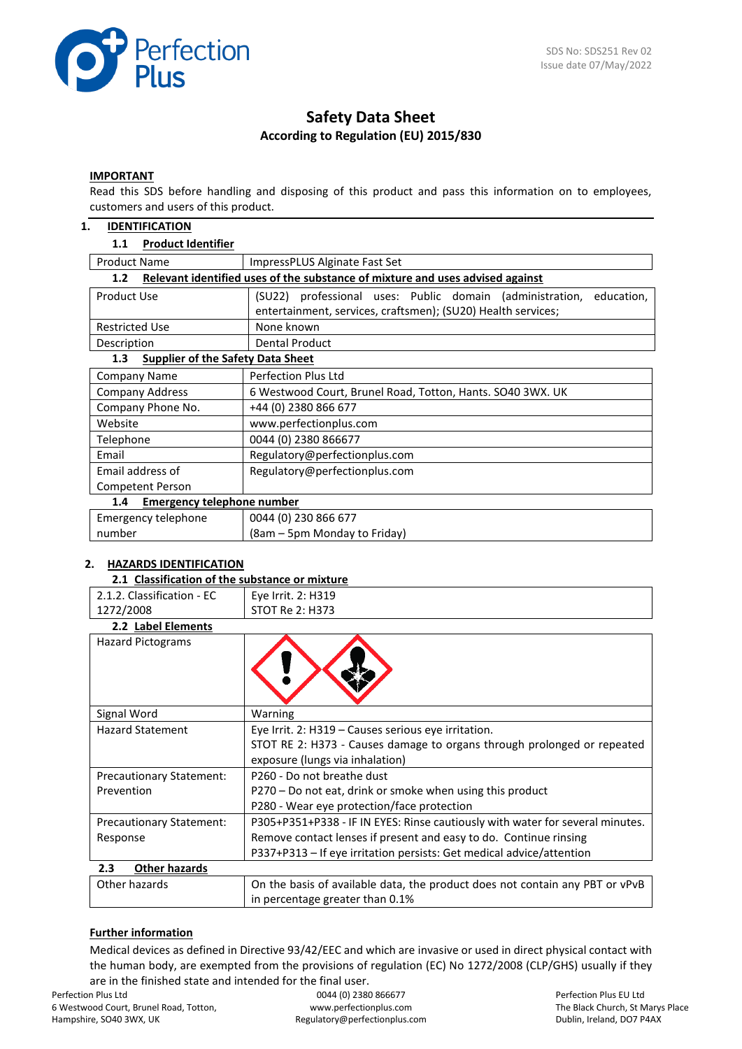SDS No: SDS251 Rev 02
Issue date 07/May/2022

# Safety Data Sheet

**According to Regulation (EU) 2015/830**

**IMPORTANT**

Read this SDS before handling and disposing of this product and pass this information on to employees, customers and users of this product.

## 1. IDENTIFICATION

### 1.1 Product Identifier

| | |
|---|---|
| Product Name | ImpressPLUS Alginate Fast Set |

### 1.2 Relevant identified uses of the substance of mixture and uses advised against

| | |
|---|---|
| Product Use | (SU22) professional uses: Public domain (administration, education, entertainment, services, craftsmen); (SU20) Health services; |
| Restricted Use | None known |
| Description | Dental Product |

### 1.3 Supplier of the Safety Data Sheet

| | |
|---|---|
| Company Name | Perfection Plus Ltd |
| Company Address | 6 Westwood Court, Brunel Road, Totton, Hants. SO40 3WX. UK |
| Company Phone No. | +44 (0) 2380 866 677 |
| Website | www.perfectionplus.com |
| Telephone | 0044 (0) 2380 866677 |
| Email | Regulatory@perfectionplus.com |
| Email address of Competent Person | Regulatory@perfectionplus.com |

### 1.4 Emergency telephone number

| | |
|---|---|
| Emergency telephone number | 0044 (0) 230 866 677 (8am – 5pm Monday to Friday) |

## 2. HAZARDS IDENTIFICATION

### 2.1 Classification of the substance or mixture

| | |
|---|---|
| 2.1.2. Classification - EC 1272/2008 | Eye Irrit. 2: H319<br>STOT Re 2: H373 |

### 2.2 Label Elements

| | |
|---|---|
| Hazard Pictograms | |
| Signal Word | Warning |
| Hazard Statement | Eye Irrit. 2: H319 – Causes serious eye irritation.<br>STOT RE 2: H373 - Causes damage to organs through prolonged or repeated exposure (lungs via inhalation) |
| Precautionary Statement: Prevention | P260 - Do not breathe dust<br>P270 – Do not eat, drink or smoke when using this product<br>P280 - Wear eye protection/face protection |
| Precautionary Statement: Response | P305+P351+P338 - IF IN EYES: Rinse cautiously with water for several minutes. Remove contact lenses if present and easy to do. Continue rinsing<br>P337+P313 – If eye irritation persists: Get medical advice/attention |

### 2.3 Other hazards

| | |
|---|---|
| Other hazards | On the basis of available data, the product does not contain any PBT or vPvB in percentage greater than 0.1% |

**Further information**

Medical devices as defined in Directive 93/42/EEC and which are invasive or used in direct physical contact with the human body, are exempted from the provisions of regulation (EC) No 1272/2008 (CLP/GHS) usually if they are in the finished state and intended for the final user.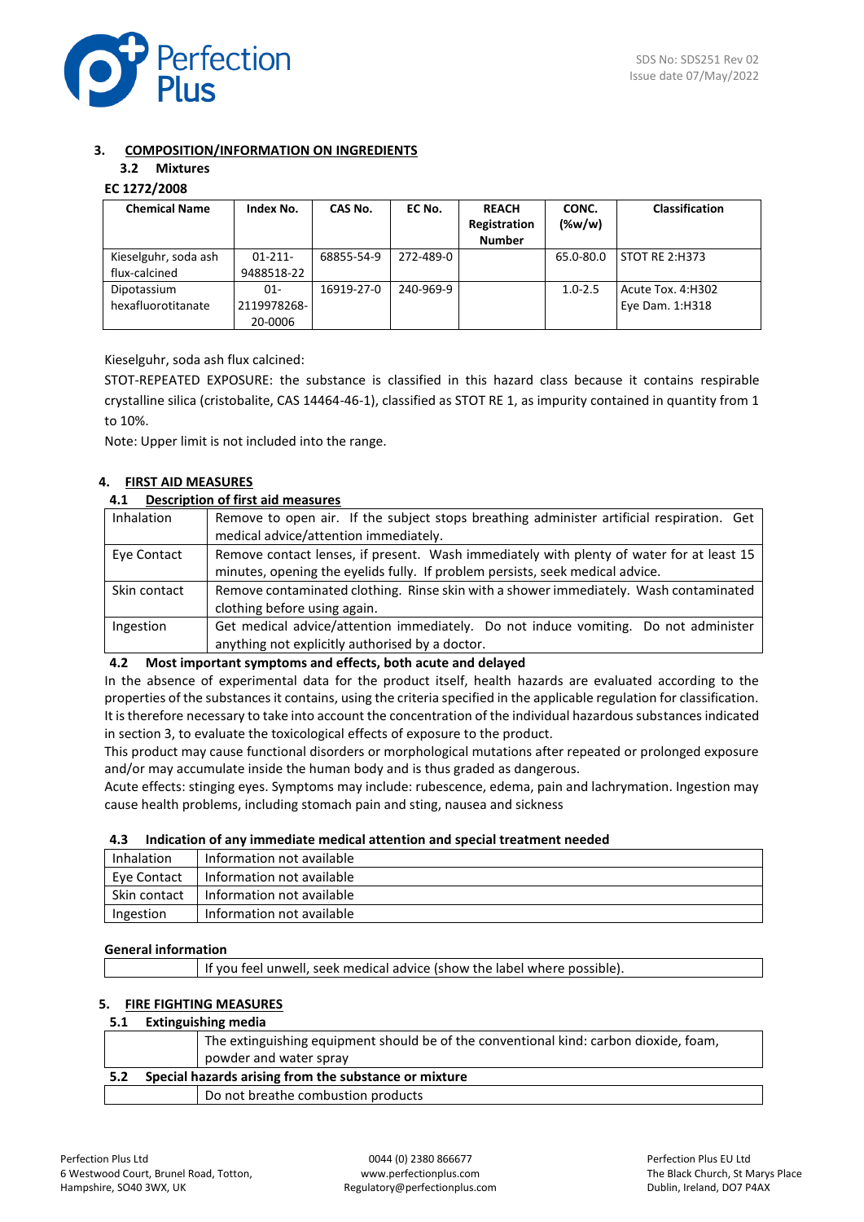## 3. COMPOSITION/INFORMATION ON INGREDIENTS

### 3.2 Mixtures

**EC 1272/2008**

| Chemical Name | Index No. | CAS No. | EC No. | REACH Registration Number | CONC. (%w/w) | Classification |
|---|---|---|---|---|---|---|
| Kieselguhr, soda ash flux-calcined | 01-211-9488518-22 | 68855-54-9 | 272-489-0 | | 65.0-80.0 | STOT RE 2:H373 |
| Dipotassium hexafluorotitanate | 01-2119978268-20-0006 | 16919-27-0 | 240-969-9 | | 1.0-2.5 | Acute Tox. 4:H302<br>Eye Dam. 1:H318 |

Kieselguhr, soda ash flux calcined:

STOT-REPEATED EXPOSURE: the substance is classified in this hazard class because it contains respirable crystalline silica (cristobalite, CAS 14464-46-1), classified as STOT RE 1, as impurity contained in quantity from 1 to 10%.

Note: Upper limit is not included into the range.

## 4. FIRST AID MEASURES

### 4.1 Description of first aid measures

| | |
|---|---|
| Inhalation | Remove to open air. If the subject stops breathing administer artificial respiration. Get medical advice/attention immediately. |
| Eye Contact | Remove contact lenses, if present. Wash immediately with plenty of water for at least 15 minutes, opening the eyelids fully. If problem persists, seek medical advice. |
| Skin contact | Remove contaminated clothing. Rinse skin with a shower immediately. Wash contaminated clothing before using again. |
| Ingestion | Get medical advice/attention immediately. Do not induce vomiting. Do not administer anything not explicitly authorised by a doctor. |

### 4.2 Most important symptoms and effects, both acute and delayed

In the absence of experimental data for the product itself, health hazards are evaluated according to the properties of the substances it contains, using the criteria specified in the applicable regulation for classification. It is therefore necessary to take into account the concentration of the individual hazardous substances indicated in section 3, to evaluate the toxicological effects of exposure to the product.

This product may cause functional disorders or morphological mutations after repeated or prolonged exposure and/or may accumulate inside the human body and is thus graded as dangerous.

Acute effects: stinging eyes. Symptoms may include: rubescence, edema, pain and lachrymation. Ingestion may cause health problems, including stomach pain and sting, nausea and sickness

### 4.3 Indication of any immediate medical attention and special treatment needed

| | |
|---|---|
| Inhalation | Information not available |
| Eye Contact | Information not available |
| Skin contact | Information not available |
| Ingestion | Information not available |

**General information**

| | |
|---|---|
| | If you feel unwell, seek medical advice (show the label where possible). |

## 5. FIRE FIGHTING MEASURES

### 5.1 Extinguishing media

| | |
|---|---|
| | The extinguishing equipment should be of the conventional kind: carbon dioxide, foam, powder and water spray |

### 5.2 Special hazards arising from the substance or mixture

| | |
|---|---|
| | Do not breathe combustion products |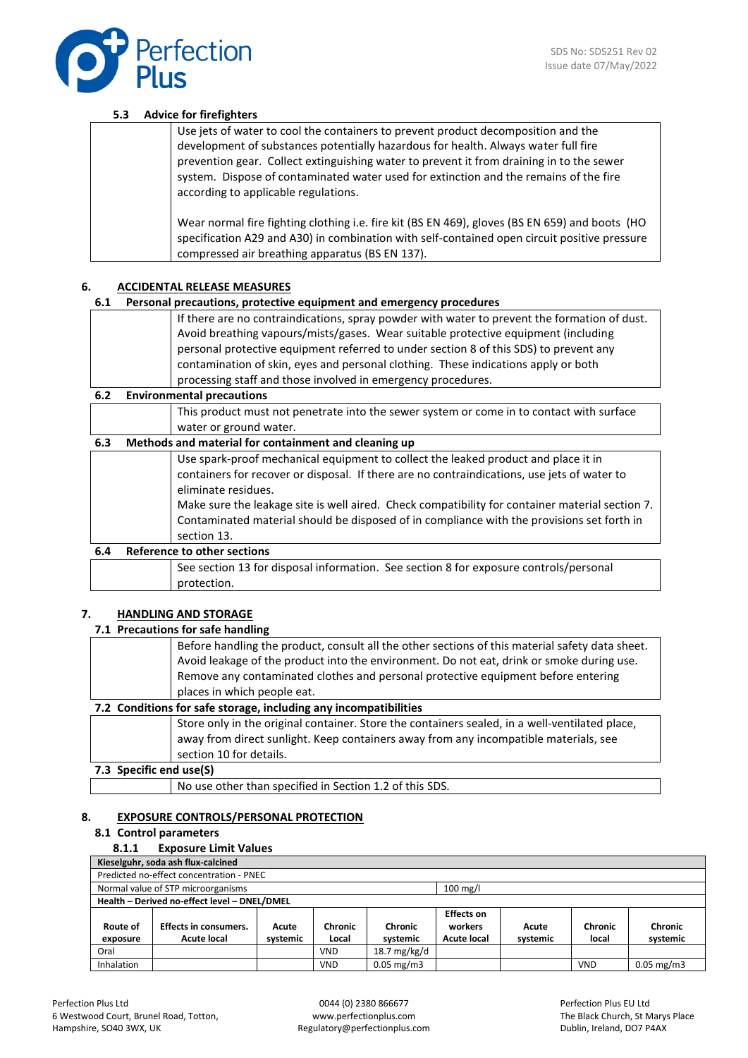### 5.3 Advice for firefighters

Use jets of water to cool the containers to prevent product decomposition and the development of substances potentially hazardous for health. Always water full fire prevention gear. Collect extinguishing water to prevent it from draining in to the sewer system. Dispose of contaminated water used for extinction and the remains of the fire according to applicable regulations.

Wear normal fire fighting clothing i.e. fire kit (BS EN 469), gloves (BS EN 659) and boots (HO specification A29 and A30) in combination with self-contained open circuit positive pressure compressed air breathing apparatus (BS EN 137).

## 6. ACCIDENTAL RELEASE MEASURES

### 6.1 Personal precautions, protective equipment and emergency procedures

If there are no contraindications, spray powder with water to prevent the formation of dust. Avoid breathing vapours/mists/gases. Wear suitable protective equipment (including personal protective equipment referred to under section 8 of this SDS) to prevent any contamination of skin, eyes and personal clothing. These indications apply or both processing staff and those involved in emergency procedures.

### 6.2 Environmental precautions

This product must not penetrate into the sewer system or come in to contact with surface water or ground water.

### 6.3 Methods and material for containment and cleaning up

Use spark-proof mechanical equipment to collect the leaked product and place it in containers for recover or disposal. If there are no contraindications, use jets of water to eliminate residues.
Make sure the leakage site is well aired. Check compatibility for container material section 7. Contaminated material should be disposed of in compliance with the provisions set forth in section 13.

### 6.4 Reference to other sections

See section 13 for disposal information. See section 8 for exposure controls/personal protection.

## 7. HANDLING AND STORAGE

### 7.1 Precautions for safe handling

Before handling the product, consult all the other sections of this material safety data sheet. Avoid leakage of the product into the environment. Do not eat, drink or smoke during use. Remove any contaminated clothes and personal protective equipment before entering places in which people eat.

### 7.2 Conditions for safe storage, including any incompatibilities

Store only in the original container. Store the containers sealed, in a well-ventilated place, away from direct sunlight. Keep containers away from any incompatible materials, see section 10 for details.

### 7.3 Specific end use(S)

No use other than specified in Section 1.2 of this SDS.

## 8. EXPOSURE CONTROLS/PERSONAL PROTECTION

### 8.1 Control parameters

#### 8.1.1 Exposure Limit Values

| **Kieselguhr, soda ash flux-calcined** | | | | | | | | |
|---|---|---|---|---|---|---|---|---|
| Predicted no-effect concentration - PNEC | | | | | | | | |
| Normal value of STP microorganisms | | | | | 100 mg/l | | | |
| **Health – Derived no-effect level – DNEL/DMEL** | | | | | | | | |
| **Route of exposure** | **Effects in consumers. Acute local** | **Acute systemic** | **Chronic Local** | **Chronic systemic** | **Effects on workers Acute local** | **Acute systemic** | **Chronic local** | **Chronic systemic** |
| Oral | | | VND | 18.7 mg/kg/d | | | | |
| Inhalation | | | VND | 0.05 mg/m3 | | | VND | 0.05 mg/m3 |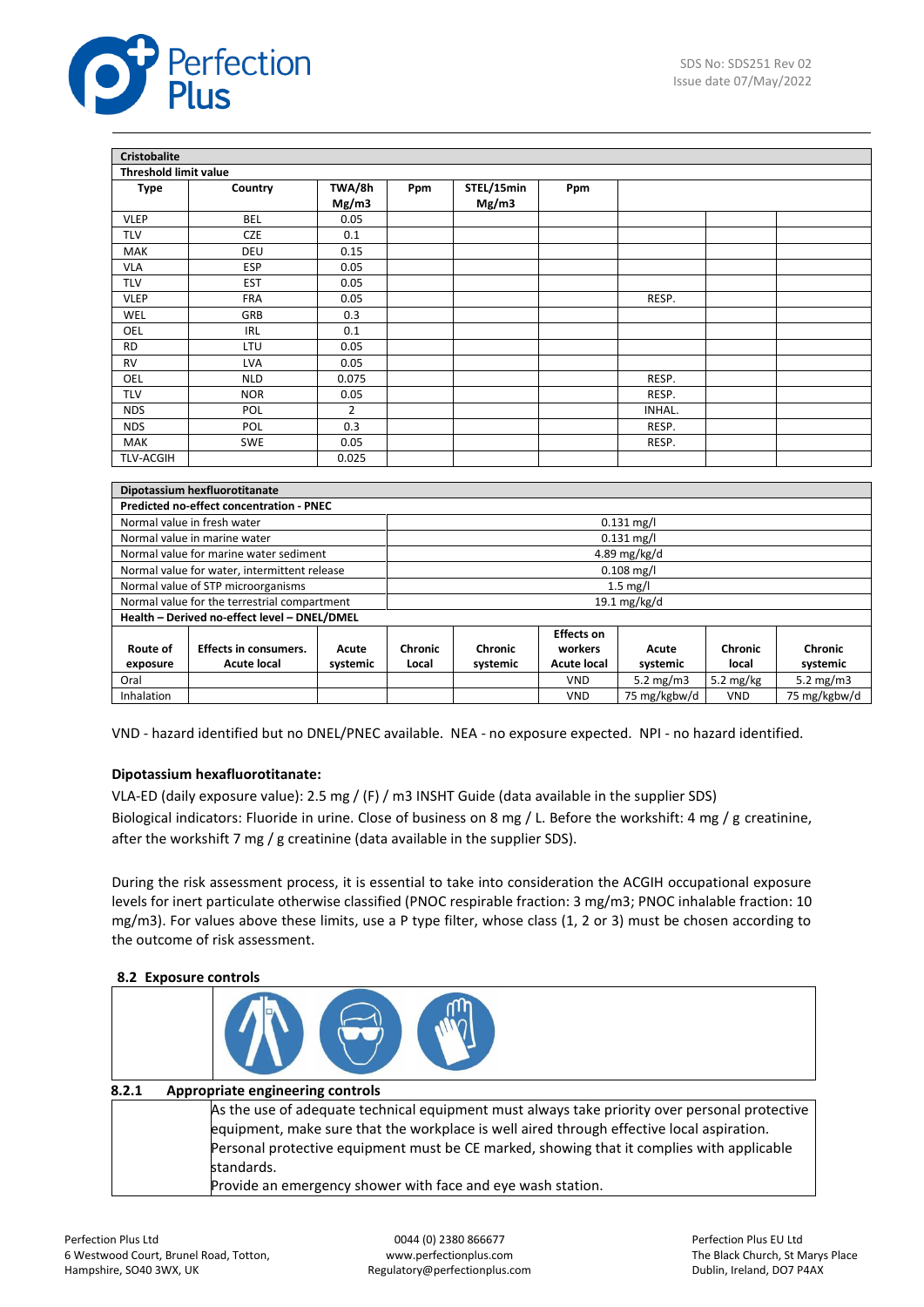| Cristobalite | | | | | | | | |
|---|---|---|---|---|---|---|---|---|
| **Threshold limit value** | | | | | | | | |
| **Type** | **Country** | **TWA/8h Mg/m3** | **Ppm** | **STEL/15min Mg/m3** | **Ppm** | | | |
| VLEP | BEL | 0.05 | | | | | | |
| TLV | CZE | 0.1 | | | | | | |
| MAK | DEU | 0.15 | | | | | | |
| VLA | ESP | 0.05 | | | | | | |
| TLV | EST | 0.05 | | | | | | |
| VLEP | FRA | 0.05 | | | | RESP. | | |
| WEL | GRB | 0.3 | | | | | | |
| OEL | IRL | 0.1 | | | | | | |
| RD | LTU | 0.05 | | | | | | |
| RV | LVA | 0.05 | | | | | | |
| OEL | NLD | 0.075 | | | | RESP. | | |
| TLV | NOR | 0.05 | | | | RESP. | | |
| NDS | POL | 2 | | | | INHAL. | | |
| NDS | POL | 0.3 | | | | RESP. | | |
| MAK | SWE | 0.05 | | | | RESP. | | |
| TLV-ACGIH | | 0.025 | | | | | | |

| Dipotassium hexfluorotitanate | | | | | | | | |
|---|---|---|---|---|---|---|---|---|
| **Predicted no-effect concentration - PNEC** | | | | | | | | |
| Normal value in fresh water | | | 0.131 mg/l | | | | | |
| Normal value in marine water | | | 0.131 mg/l | | | | | |
| Normal value for marine water sediment | | | 4.89 mg/kg/d | | | | | |
| Normal value for water, intermittent release | | | 0.108 mg/l | | | | | |
| Normal value of STP microorganisms | | | 1.5 mg/l | | | | | |
| Normal value for the terrestrial compartment | | | 19.1 mg/kg/d | | | | | |
| **Health – Derived no-effect level – DNEL/DMEL** | | | | | | | | |
| **Route of exposure** | **Effects in consumers. Acute local** | **Acute systemic** | **Chronic Local** | **Chronic systemic** | **Effects on workers Acute local** | **Acute systemic** | **Chronic local** | **Chronic systemic** |
| Oral | | | | | VND | 5.2 mg/m3 | 5.2 mg/kg | 5.2 mg/m3 |
| Inhalation | | | | | VND | 75 mg/kgbw/d | VND | 75 mg/kgbw/d |

VND - hazard identified but no DNEL/PNEC available. NEA - no exposure expected. NPI - no hazard identified.

**Dipotassium hexafluorotitanate:**

VLA-ED (daily exposure value): 2.5 mg / (F) / m3 INSHT Guide (data available in the supplier SDS)
Biological indicators: Fluoride in urine. Close of business on 8 mg / L. Before the workshift: 4 mg / g creatinine, after the workshift 7 mg / g creatinine (data available in the supplier SDS).

During the risk assessment process, it is essential to take into consideration the ACGIH occupational exposure levels for inert particulate otherwise classified (PNOC respirable fraction: 3 mg/m3; PNOC inhalable fraction: 10 mg/m3). For values above these limits, use a P type filter, whose class (1, 2 or 3) must be chosen according to the outcome of risk assessment.

## 8.2 Exposure controls

### 8.2.1 Appropriate engineering controls

As the use of adequate technical equipment must always take priority over personal protective equipment, make sure that the workplace is well aired through effective local aspiration.
Personal protective equipment must be CE marked, showing that it complies with applicable standards.
Provide an emergency shower with face and eye wash station.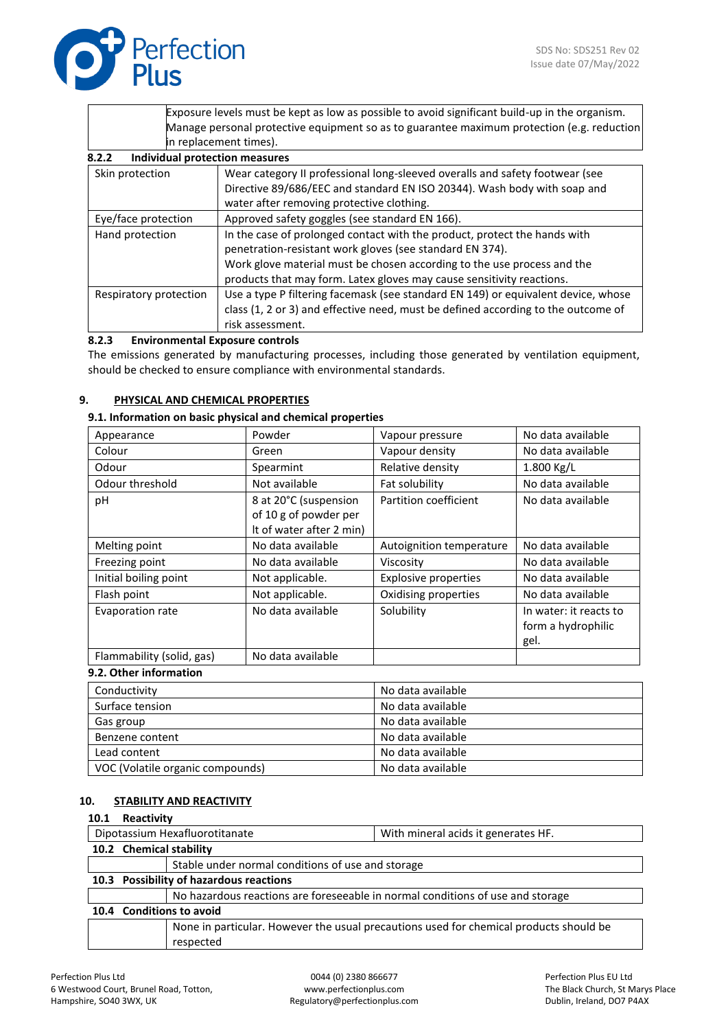| | Exposure levels must be kept as low as possible to avoid significant build-up in the organism. Manage personal protective equipment so as to guarantee maximum protection (e.g. reduction in replacement times). |
|---|---|

**8.2.2 Individual protection measures**

| | |
|---|---|
| Skin protection | Wear category II professional long-sleeved overalls and safety footwear (see Directive 89/686/EEC and standard EN ISO 20344). Wash body with soap and water after removing protective clothing. |
| Eye/face protection | Approved safety goggles (see standard EN 166). |
| Hand protection | In the case of prolonged contact with the product, protect the hands with penetration-resistant work gloves (see standard EN 374).<br>Work glove material must be chosen according to the use process and the products that may form. Latex gloves may cause sensitivity reactions. |
| Respiratory protection | Use a type P filtering facemask (see standard EN 149) or equivalent device, whose class (1, 2 or 3) and effective need, must be defined according to the outcome of risk assessment. |

**8.2.3 Environmental Exposure controls**

The emissions generated by manufacturing processes, including those generated by ventilation equipment, should be checked to ensure compliance with environmental standards.

## 9. PHYSICAL AND CHEMICAL PROPERTIES

### 9.1. Information on basic physical and chemical properties

| | | | |
|---|---|---|---|
| Appearance | Powder | Vapour pressure | No data available |
| Colour | Green | Vapour density | No data available |
| Odour | Spearmint | Relative density | 1.800 Kg/L |
| Odour threshold | Not available | Fat solubility | No data available |
| pH | 8 at 20°C (suspension of 10 g of powder per lt of water after 2 min) | Partition coefficient | No data available |
| Melting point | No data available | Autoignition temperature | No data available |
| Freezing point | No data available | Viscosity | No data available |
| Initial boiling point | Not applicable. | Explosive properties | No data available |
| Flash point | Not applicable. | Oxidising properties | No data available |
| Evaporation rate | No data available | Solubility | In water: it reacts to form a hydrophilic gel. |
| Flammability (solid, gas) | No data available | | |

### 9.2. Other information

| | |
|---|---|
| Conductivity | No data available |
| Surface tension | No data available |
| Gas group | No data available |
| Benzene content | No data available |
| Lead content | No data available |
| VOC (Volatile organic compounds) | No data available |

## 10. STABILITY AND REACTIVITY

**10.1 Reactivity**

| | |
|---|---|
| Dipotassium Hexafluorotitanate | With mineral acids it generates HF. |

**10.2 Chemical stability**

| | |
|---|---|
| | Stable under normal conditions of use and storage |

**10.3 Possibility of hazardous reactions**

| | |
|---|---|
| | No hazardous reactions are foreseeable in normal conditions of use and storage |

**10.4 Conditions to avoid**

| | |
|---|---|
| | None in particular. However the usual precautions used for chemical products should be respected |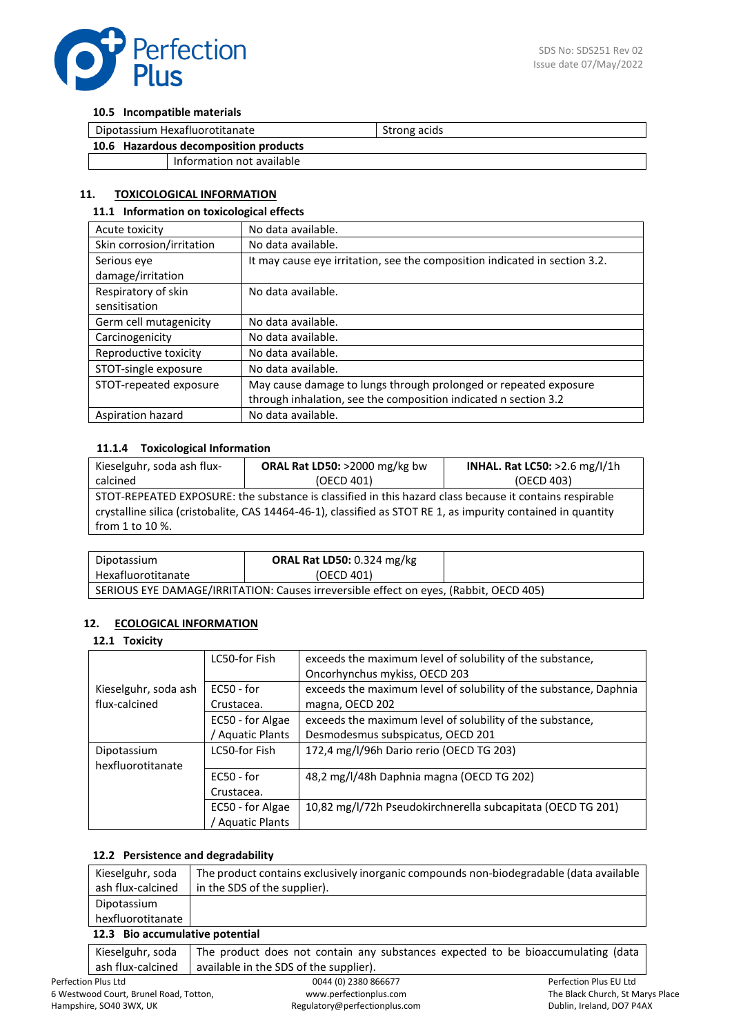### 10.5 Incompatible materials

| Dipotassium Hexafluorotitanate | Strong acids |
|---|---|

### 10.6 Hazardous decomposition products

| | Information not available |
|---|---|

## 11. TOXICOLOGICAL INFORMATION

### 11.1 Information on toxicological effects

| Acute toxicity | No data available. |
|---|---|
| Skin corrosion/irritation | No data available. |
| Serious eye damage/irritation | It may cause eye irritation, see the composition indicated in section 3.2. |
| Respiratory of skin sensitisation | No data available. |
| Germ cell mutagenicity | No data available. |
| Carcinogenicity | No data available. |
| Reproductive toxicity | No data available. |
| STOT-single exposure | No data available. |
| STOT-repeated exposure | May cause damage to lungs through prolonged or repeated exposure through inhalation, see the composition indicated n section 3.2 |
| Aspiration hazard | No data available. |

#### 11.1.4 Toxicological Information

| Kieselguhr, soda ash flux-calcined | **ORAL Rat LD50:** >2000 mg/kg bw (OECD 401) | **INHAL. Rat LC50:** >2.6 mg/l/1h (OECD 403) |
|---|---|---|
| STOT-REPEATED EXPOSURE: the substance is classified in this hazard class because it contains respirable crystalline silica (cristobalite, CAS 14464-46-1), classified as STOT RE 1, as impurity contained in quantity from 1 to 10 %. | | |

| Dipotassium Hexafluorotitanate | **ORAL Rat LD50:** 0.324 mg/kg (OECD 401) | |
|---|---|---|
| SERIOUS EYE DAMAGE/IRRITATION: Causes irreversible effect on eyes, (Rabbit, OECD 405) | | |

## 12. ECOLOGICAL INFORMATION

### 12.1 Toxicity

| | | |
|---|---|---|
| Kieselguhr, soda ash flux-calcined | LC50-for Fish | exceeds the maximum level of solubility of the substance, Oncorhynchus mykiss, OECD 203 |
| | EC50 - for Crustacea. | exceeds the maximum level of solubility of the substance, Daphnia magna, OECD 202 |
| | EC50 - for Algae / Aquatic Plants | exceeds the maximum level of solubility of the substance, Desmodesmus subspicatus, OECD 201 |
| Dipotassium hexfluorotitanate | LC50-for Fish | 172,4 mg/l/96h Dario rerio (OECD TG 203) |
| | EC50 - for Crustacea. | 48,2 mg/l/48h Daphnia magna (OECD TG 202) |
| | EC50 - for Algae / Aquatic Plants | 10,82 mg/l/72h Pseudokirchnerella subcapitata (OECD TG 201) |

### 12.2 Persistence and degradability

| Kieselguhr, soda ash flux-calcined | The product contains exclusively inorganic compounds non-biodegradable (data available in the SDS of the supplier). |
|---|---|
| Dipotassium hexfluorotitanate | |

### 12.3 Bio accumulative potential

| Kieselguhr, soda ash flux-calcined | The product does not contain any substances expected to be bioaccumulating (data available in the SDS of the supplier). |
|---|---|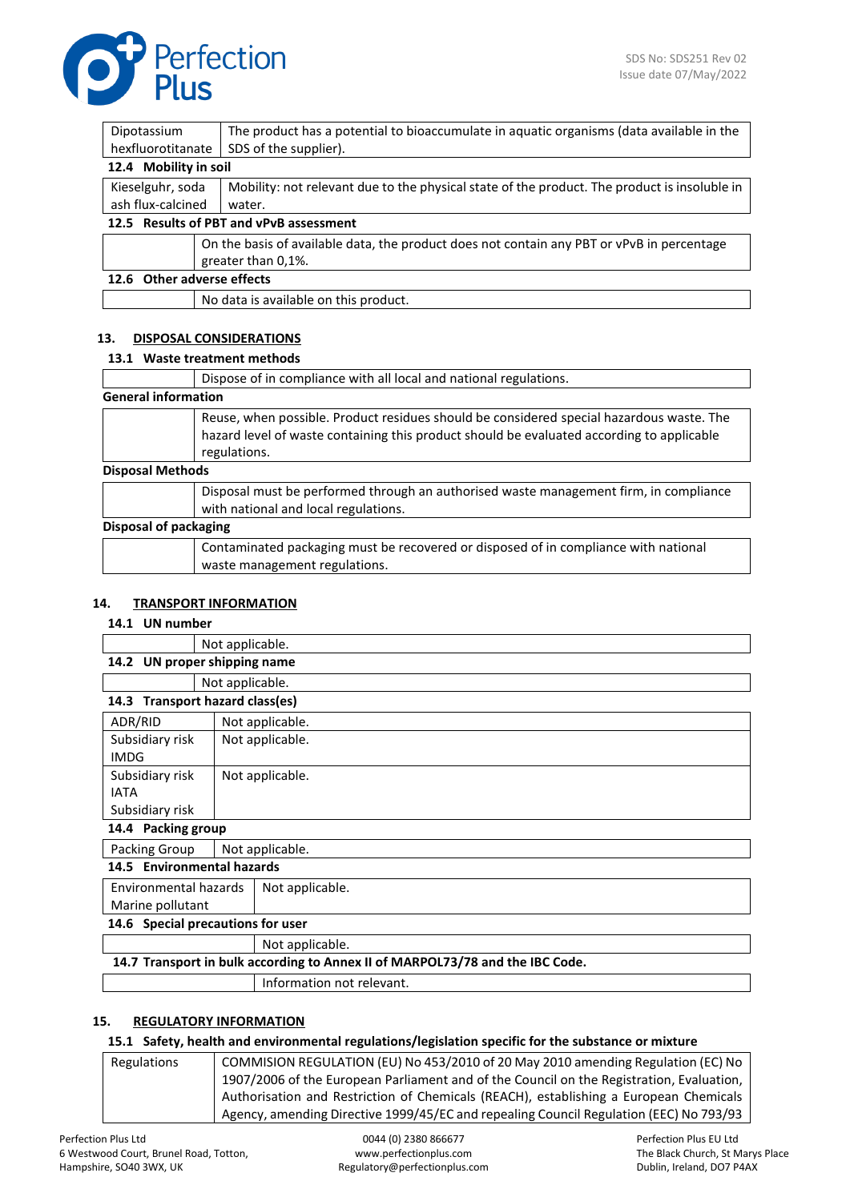| Dipotassium hexfluorotitanate | The product has a potential to bioaccumulate in aquatic organisms (data available in the SDS of the supplier). |
|---|---|

**12.4 Mobility in soil**

| Kieselguhr, soda ash flux-calcined | Mobility: not relevant due to the physical state of the product. The product is insoluble in water. |
|---|---|

**12.5 Results of PBT and vPvB assessment**

| | On the basis of available data, the product does not contain any PBT or vPvB in percentage greater than 0,1%. |
|---|---|

**12.6 Other adverse effects**

| | No data is available on this product. |
|---|---|

## 13. DISPOSAL CONSIDERATIONS

### 13.1 Waste treatment methods

| | Dispose of in compliance with all local and national regulations. |
|---|---|

**General information**

| | Reuse, when possible. Product residues should be considered special hazardous waste. The hazard level of waste containing this product should be evaluated according to applicable regulations. |
|---|---|

**Disposal Methods**

| | Disposal must be performed through an authorised waste management firm, in compliance with national and local regulations. |
|---|---|

**Disposal of packaging**

| | Contaminated packaging must be recovered or disposed of in compliance with national waste management regulations. |
|---|---|

## 14. TRANSPORT INFORMATION

### 14.1 UN number

| | Not applicable. |
|---|---|

### 14.2 UN proper shipping name

| | Not applicable. |
|---|---|

### 14.3 Transport hazard class(es)

| | |
|---|---|
| ADR/RID | Not applicable. |
| Subsidiary risk IMDG | Not applicable. |
| Subsidiary risk IATA | Not applicable. |
| Subsidiary risk | |

### 14.4 Packing group

| Packing Group | Not applicable. |
|---|---|

### 14.5 Environmental hazards

| Environmental hazards Marine pollutant | Not applicable. |
|---|---|

### 14.6 Special precautions for user

| | Not applicable. |
|---|---|

### 14.7 Transport in bulk according to Annex II of MARPOL73/78 and the IBC Code.

| | Information not relevant. |
|---|---|

## 15. REGULATORY INFORMATION

### 15.1 Safety, health and environmental regulations/legislation specific for the substance or mixture

| Regulations | COMMISION REGULATION (EU) No 453/2010 of 20 May 2010 amending Regulation (EC) No 1907/2006 of the European Parliament and of the Council on the Registration, Evaluation, Authorisation and Restriction of Chemicals (REACH), establishing a European Chemicals Agency, amending Directive 1999/45/EC and repealing Council Regulation (EEC) No 793/93 |
|---|---|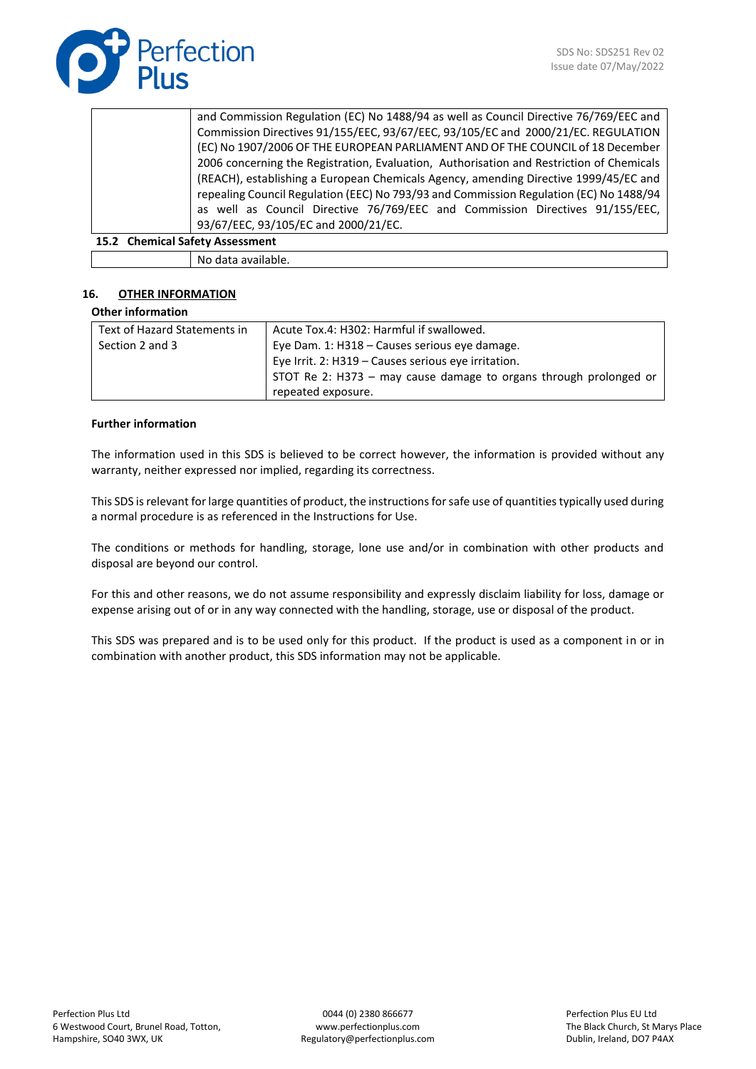| | |
|---|---|
| | and Commission Regulation (EC) No 1488/94 as well as Council Directive 76/769/EEC and Commission Directives 91/155/EEC, 93/67/EEC, 93/105/EC and 2000/21/EC. REGULATION (EC) No 1907/2006 OF THE EUROPEAN PARLIAMENT AND OF THE COUNCIL of 18 December 2006 concerning the Registration, Evaluation, Authorisation and Restriction of Chemicals (REACH), establishing a European Chemicals Agency, amending Directive 1999/45/EC and repealing Council Regulation (EEC) No 793/93 and Commission Regulation (EC) No 1488/94 as well as Council Directive 76/769/EEC and Commission Directives 91/155/EEC, 93/67/EEC, 93/105/EC and 2000/21/EC. |

**15.2 Chemical Safety Assessment**

| | |
|---|---|
| | No data available. |

## 16. OTHER INFORMATION

**Other information**

| | |
|---|---|
| Text of Hazard Statements in Section 2 and 3 | Acute Tox.4: H302: Harmful if swallowed.<br>Eye Dam. 1: H318 – Causes serious eye damage.<br>Eye Irrit. 2: H319 – Causes serious eye irritation.<br>STOT Re 2: H373 – may cause damage to organs through prolonged or repeated exposure. |

**Further information**

The information used in this SDS is believed to be correct however, the information is provided without any warranty, neither expressed nor implied, regarding its correctness.

This SDS is relevant for large quantities of product, the instructions for safe use of quantities typically used during a normal procedure is as referenced in the Instructions for Use.

The conditions or methods for handling, storage, lone use and/or in combination with other products and disposal are beyond our control.

For this and other reasons, we do not assume responsibility and expressly disclaim liability for loss, damage or expense arising out of or in any way connected with the handling, storage, use or disposal of the product.

This SDS was prepared and is to be used only for this product. If the product is used as a component in or in combination with another product, this SDS information may not be applicable.